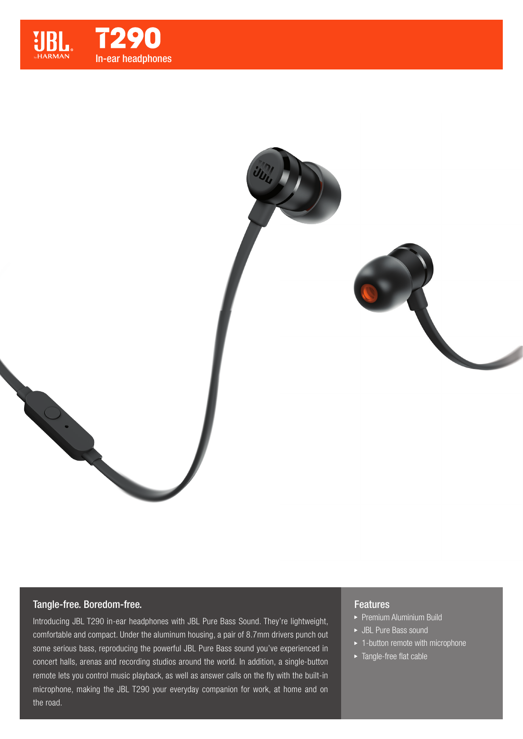# JBL T290

## In-ear headphones

### Tangle-free. Boredom-free.

Introducing JBL T290 in-ear headphones with JBL Pure Bass Sound. They're lightweight, comfortable and compact. Under the aluminum housing, a pair of 8.7mm drivers punch out some serious bass, reproducing the powerful JBL Pure Bass sound you've experienced in concert halls, arenas and recording studios around the world. In addition, a single-button remote lets you control music playback, as well as answer calls on the fly with the built-in microphone, making the JBL T290 your everyday companion for work, at home and on the road.

### Features

- Premium Aluminium Build
- JBL Pure Bass sound
- 1-button remote with microphone
- Tangle-free flat cable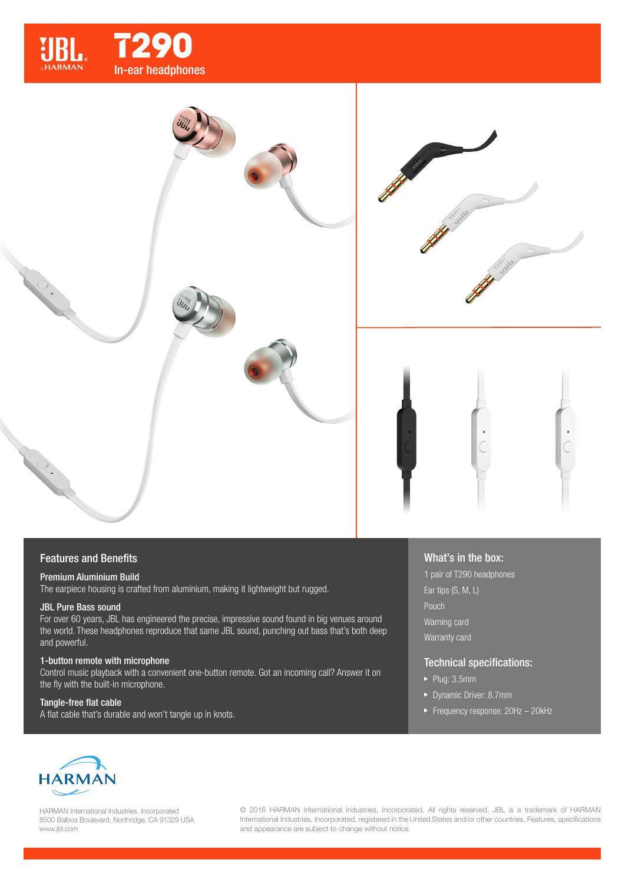# JBL T290

In-ear headphones

## Features and Benefits

### Premium Aluminium Build

The earpiece housing is crafted from aluminium, making it lightweight but rugged.

### JBL Pure Bass sound

For over 60 years, JBL has engineered the precise, impressive sound found in big venues around the world. These headphones reproduce that same JBL sound, punching out bass that's both deep and powerful.

### 1-button remote with microphone

Control music playback with a convenient one-button remote. Got an incoming call? Answer it on the fly with the built-in microphone.

### Tangle-free flat cable

A flat cable that's durable and won't tangle up in knots.

## What's in the box:

1 pair of T290 headphones

Ear tips (S, M, L)

Pouch

Warning card

Warranty card

## Technical specifications:

- Plug: 3.5mm
- Dynamic Driver: 8.7mm
- Frequency response: 20Hz – 20kHz

HARMAN

HARMAN International Industries, Incorporated
8500 Balboa Boulevard, Northridge, CA 91329 USA
www.jbl.com

© 2016 HARMAN International Industries, Incorporated. All rights reserved. JBL is a trademark of HARMAN International Industries, Incorporated, registered in the United States and/or other countries. Features, specifications and appearance are subject to change without notice.